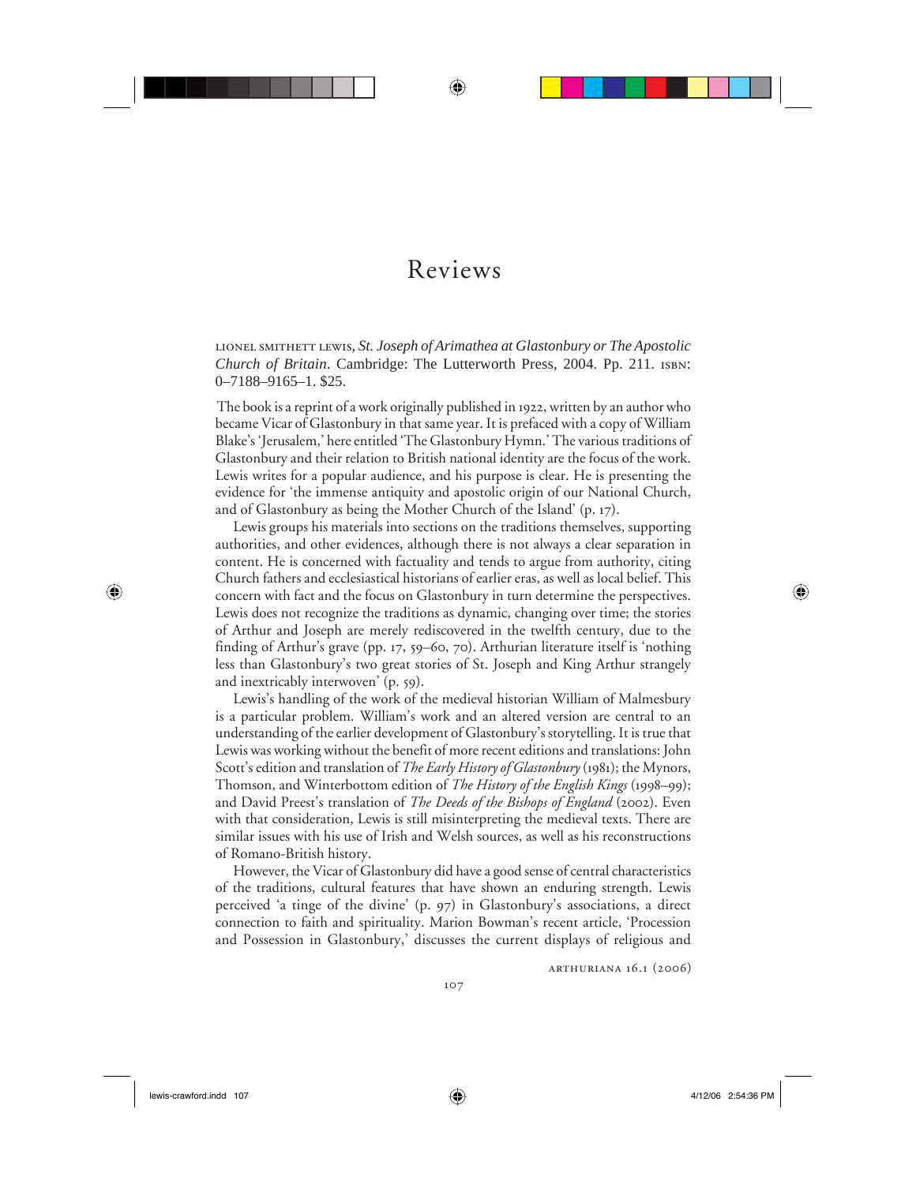# Reviews

LIONEL SMITHETT LEWIS, *St. Joseph of Arimathea at Glastonbury or The Apostolic Church of Britain*. Cambridge: The Lutterworth Press, 2004. Pp. 211. ISBN: 0–7188–9165–1. $25.

The book is a reprint of a work originally published in 1922, written by an author who became Vicar of Glastonbury in that same year. It is prefaced with a copy of William Blake's 'Jerusalem,' here entitled 'The Glastonbury Hymn.' The various traditions of Glastonbury and their relation to British national identity are the focus of the work. Lewis writes for a popular audience, and his purpose is clear. He is presenting the evidence for 'the immense antiquity and apostolic origin of our National Church, and of Glastonbury as being the Mother Church of the Island' (p. 17).

Lewis groups his materials into sections on the traditions themselves, supporting authorities, and other evidences, although there is not always a clear separation in content. He is concerned with factuality and tends to argue from authority, citing Church fathers and ecclesiastical historians of earlier eras, as well as local belief. This concern with fact and the focus on Glastonbury in turn determine the perspectives. Lewis does not recognize the traditions as dynamic, changing over time; the stories of Arthur and Joseph are merely rediscovered in the twelfth century, due to the finding of Arthur's grave (pp. 17, 59–60, 70). Arthurian literature itself is 'nothing less than Glastonbury's two great stories of St. Joseph and King Arthur strangely and inextricably interwoven' (p. 59).

Lewis's handling of the work of the medieval historian William of Malmesbury is a particular problem. William's work and an altered version are central to an understanding of the earlier development of Glastonbury's storytelling. It is true that Lewis was working without the benefit of more recent editions and translations: John Scott's edition and translation of *The Early History of Glastonbury* (1981); the Mynors, Thomson, and Winterbottom edition of *The History of the English Kings* (1998–99); and David Preest's translation of *The Deeds of the Bishops of England* (2002). Even with that consideration, Lewis is still misinterpreting the medieval texts. There are similar issues with his use of Irish and Welsh sources, as well as his reconstructions of Romano-British history.

However, the Vicar of Glastonbury did have a good sense of central characteristics of the traditions, cultural features that have shown an enduring strength. Lewis perceived 'a tinge of the divine' (p. 97) in Glastonbury's associations, a direct connection to faith and spirituality. Marion Bowman's recent article, 'Procession and Possession in Glastonbury,' discusses the current displays of religious and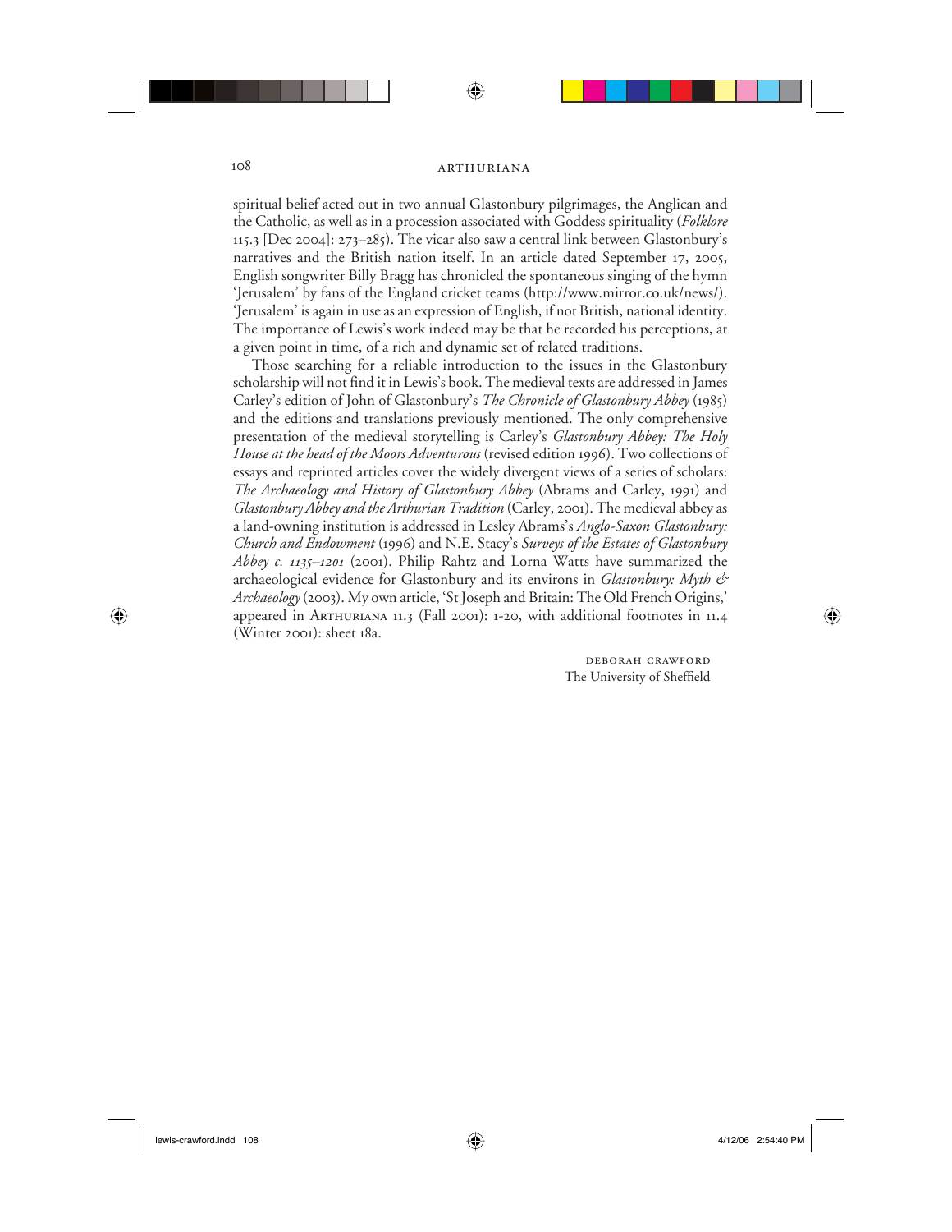spiritual belief acted out in two annual Glastonbury pilgrimages, the Anglican and the Catholic, as well as in a procession associated with Goddess spirituality (*Folklore* 115.3 [Dec 2004]: 273–285). The vicar also saw a central link between Glastonbury's narratives and the British nation itself. In an article dated September 17, 2005, English songwriter Billy Bragg has chronicled the spontaneous singing of the hymn 'Jerusalem' by fans of the England cricket teams (http://www.mirror.co.uk/news/). 'Jerusalem' is again in use as an expression of English, if not British, national identity. The importance of Lewis's work indeed may be that he recorded his perceptions, at a given point in time, of a rich and dynamic set of related traditions.

Those searching for a reliable introduction to the issues in the Glastonbury scholarship will not find it in Lewis's book. The medieval texts are addressed in James Carley's edition of John of Glastonbury's *The Chronicle of Glastonbury Abbey* (1985) and the editions and translations previously mentioned. The only comprehensive presentation of the medieval storytelling is Carley's *Glastonbury Abbey: The Holy House at the head of the Moors Adventurous* (revised edition 1996). Two collections of essays and reprinted articles cover the widely divergent views of a series of scholars: *The Archaeology and History of Glastonbury Abbey* (Abrams and Carley, 1991) and *Glastonbury Abbey and the Arthurian Tradition* (Carley, 2001). The medieval abbey as a land-owning institution is addressed in Lesley Abrams's *Anglo-Saxon Glastonbury: Church and Endowment* (1996) and N.E. Stacy's *Surveys of the Estates of Glastonbury Abbey c. 1135–1201* (2001). Philip Rahtz and Lorna Watts have summarized the archaeological evidence for Glastonbury and its environs in *Glastonbury: Myth & Archaeology* (2003). My own article, 'St Joseph and Britain: The Old French Origins,' appeared in Arthuriana 11.3 (Fall 2001): 1-20, with additional footnotes in 11.4 (Winter 2001): sheet 18a.

Deborah Crawford
The University of Sheffield